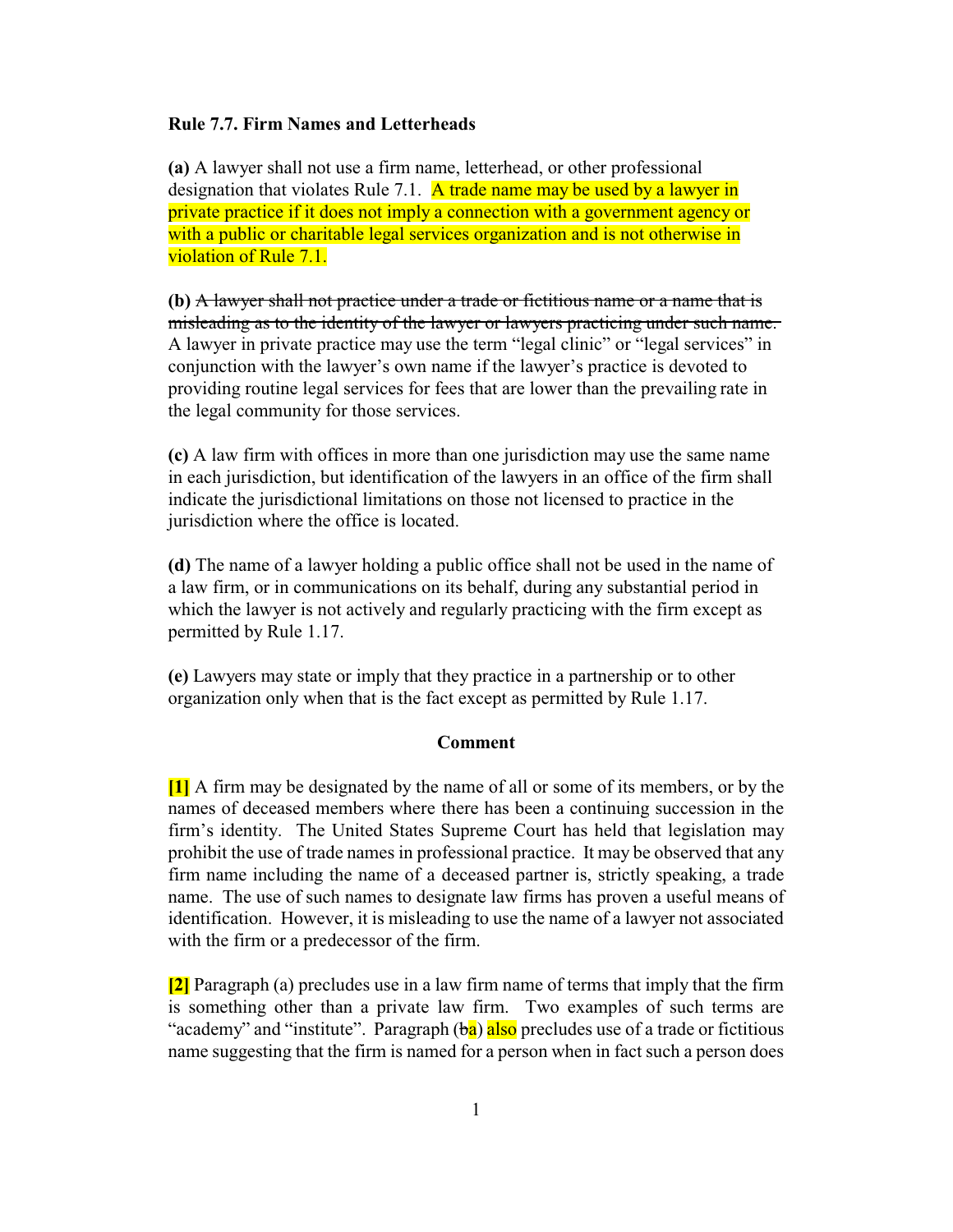**Rule 7.7. Firm Names and Letterheads**

**(a)** A lawyer shall not use a firm name, letterhead, or other professional designation that violates Rule 7.1. A trade name may be used by a lawyer in private practice if it does not imply a connection with a government agency or with a public or charitable legal services organization and is not otherwise in violation of Rule 7.1.

**(b)** ~~A lawyer shall not practice under a trade or fictitious name or a name that is misleading as to the identity of the lawyer or lawyers practicing under such name.~~ A lawyer in private practice may use the term "legal clinic" or "legal services" in conjunction with the lawyer's own name if the lawyer's practice is devoted to providing routine legal services for fees that are lower than the prevailing rate in the legal community for those services.

**(c)** A law firm with offices in more than one jurisdiction may use the same name in each jurisdiction, but identification of the lawyers in an office of the firm shall indicate the jurisdictional limitations on those not licensed to practice in the jurisdiction where the office is located.

**(d)** The name of a lawyer holding a public office shall not be used in the name of a law firm, or in communications on its behalf, during any substantial period in which the lawyer is not actively and regularly practicing with the firm except as permitted by Rule 1.17.

**(e)** Lawyers may state or imply that they practice in a partnership or to other organization only when that is the fact except as permitted by Rule 1.17.

**Comment**

**[1]** A firm may be designated by the name of all or some of its members, or by the names of deceased members where there has been a continuing succession in the firm's identity. The United States Supreme Court has held that legislation may prohibit the use of trade names in professional practice. It may be observed that any firm name including the name of a deceased partner is, strictly speaking, a trade name. The use of such names to designate law firms has proven a useful means of identification. However, it is misleading to use the name of a lawyer not associated with the firm or a predecessor of the firm.

**[2]** Paragraph (a) precludes use in a law firm name of terms that imply that the firm is something other than a private law firm. Two examples of such terms are "academy" and "institute". Paragraph (~~b~~a) also precludes use of a trade or fictitious name suggesting that the firm is named for a person when in fact such a person does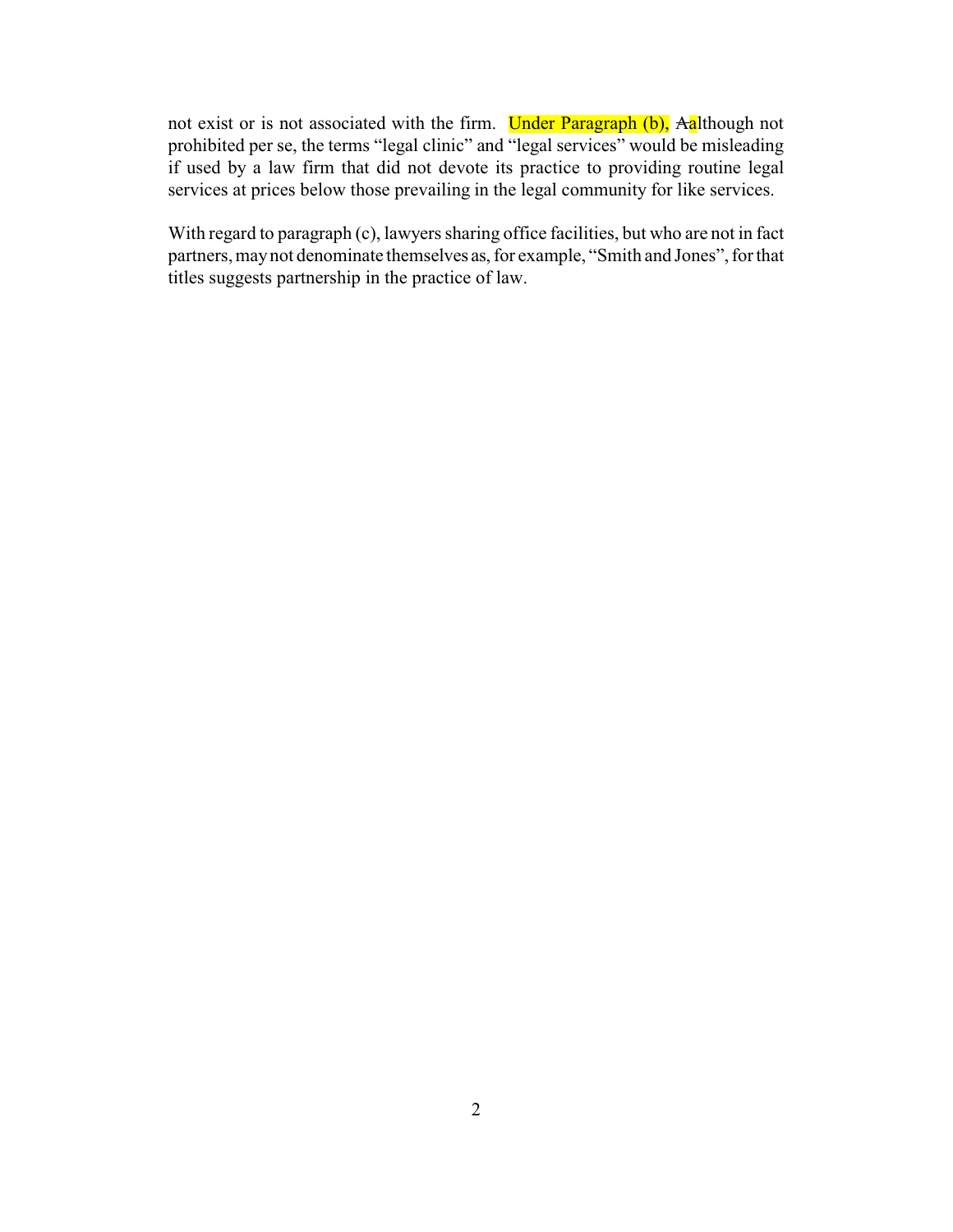not exist or is not associated with the firm. Under Paragraph (b), ~~A~~although not prohibited per se, the terms "legal clinic" and "legal services" would be misleading if used by a law firm that did not devote its practice to providing routine legal services at prices below those prevailing in the legal community for like services.

With regard to paragraph (c), lawyers sharing office facilities, but who are not in fact partners, may not denominate themselves as, for example, "Smith and Jones", for that titles suggests partnership in the practice of law.